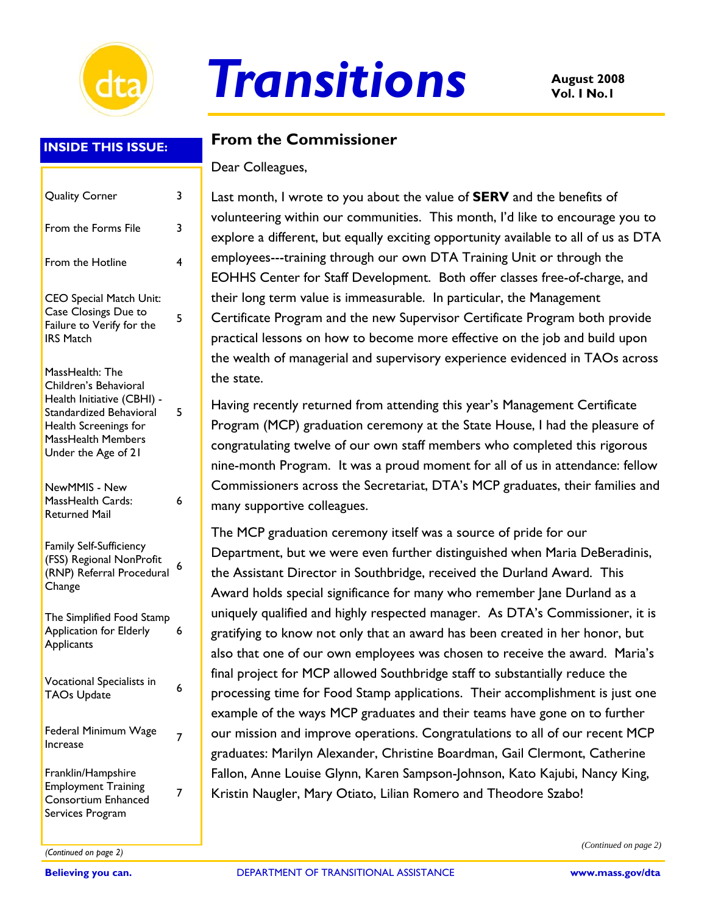# Transitions

**August 2008**
**Vol. I No.1**

## INSIDE THIS ISSUE:

| | |
|---|---|
| Quality Corner | 3 |
| From the Forms File | 3 |
| From the Hotline | 4 |
| CEO Special Match Unit: Case Closings Due to Failure to Verify for the IRS Match | 5 |
| MassHealth: The Children's Behavioral Health Initiative (CBHI) - Standardized Behavioral Health Screenings for MassHealth Members Under the Age of 21 | 5 |
| NewMMIS - New MassHealth Cards: Returned Mail | 6 |
| Family Self-Sufficiency (FSS) Regional NonProfit (RNP) Referral Procedural Change | 6 |
| The Simplified Food Stamp Application for Elderly Applicants | 6 |
| Vocational Specialists in TAOs Update | 6 |
| Federal Minimum Wage Increase | 7 |
| Franklin/Hampshire Employment Training Consortium Enhanced Services Program | 7 |

*(Continued on page 2)*

## From the Commissioner

Dear Colleagues,

Last month, I wrote to you about the value of **SERV** and the benefits of volunteering within our communities. This month, I'd like to encourage you to explore a different, but equally exciting opportunity available to all of us as DTA employees---training through our own DTA Training Unit or through the EOHHS Center for Staff Development. Both offer classes free-of-charge, and their long term value is immeasurable. In particular, the Management Certificate Program and the new Supervisor Certificate Program both provide practical lessons on how to become more effective on the job and build upon the wealth of managerial and supervisory experience evidenced in TAOs across the state.

Having recently returned from attending this year's Management Certificate Program (MCP) graduation ceremony at the State House, I had the pleasure of congratulating twelve of our own staff members who completed this rigorous nine-month Program. It was a proud moment for all of us in attendance: fellow Commissioners across the Secretariat, DTA's MCP graduates, their families and many supportive colleagues.

The MCP graduation ceremony itself was a source of pride for our Department, but we were even further distinguished when Maria DeBeradinis, the Assistant Director in Southbridge, received the Durland Award. This Award holds special significance for many who remember Jane Durland as a uniquely qualified and highly respected manager. As DTA's Commissioner, it is gratifying to know not only that an award has been created in her honor, but also that one of our own employees was chosen to receive the award. Maria's final project for MCP allowed Southbridge staff to substantially reduce the processing time for Food Stamp applications. Their accomplishment is just one example of the ways MCP graduates and their teams have gone on to further our mission and improve operations. Congratulations to all of our recent MCP graduates: Marilyn Alexander, Christine Boardman, Gail Clermont, Catherine Fallon, Anne Louise Glynn, Karen Sampson-Johnson, Kato Kajubi, Nancy King, Kristin Naugler, Mary Otiato, Lilian Romero and Theodore Szabo!

*(Continued on page 2)*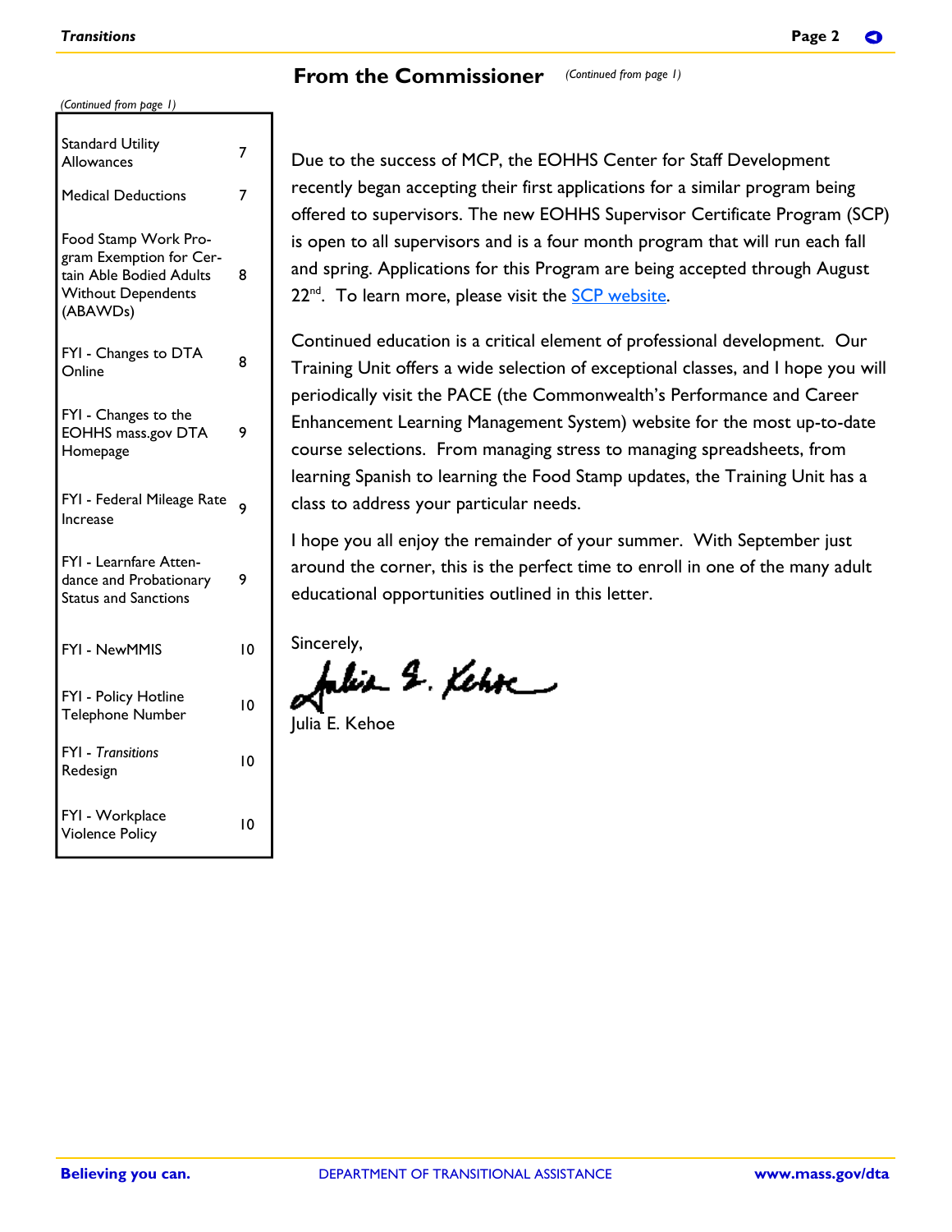*(Continued from page 1)*

| | |
|---|---|
| Standard Utility Allowances | 7 |
| Medical Deductions | 7 |
| Food Stamp Work Program Exemption for Certain Able Bodied Adults Without Dependents (ABAWDs) | 8 |
| FYI - Changes to DTA Online | 8 |
| FYI - Changes to the EOHHS mass.gov DTA Homepage | 9 |
| FYI - Federal Mileage Rate Increase | 9 |
| FYI - Learnfare Attendance and Probationary Status and Sanctions | 9 |
| FYI - NewMMIS | 10 |
| FYI - Policy Hotline Telephone Number | 10 |
| FYI - *Transitions* Redesign | 10 |
| FYI - Workplace Violence Policy | 10 |

## From the Commissioner

*(Continued from page 1)*

Due to the success of MCP, the EOHHS Center for Staff Development recently began accepting their first applications for a similar program being offered to supervisors. The new EOHHS Supervisor Certificate Program (SCP) is open to all supervisors and is a four month program that will run each fall and spring. Applications for this Program are being accepted through August 22nd. To learn more, please visit the SCP website.

Continued education is a critical element of professional development. Our Training Unit offers a wide selection of exceptional classes, and I hope you will periodically visit the PACE (the Commonwealth's Performance and Career Enhancement Learning Management System) website for the most up-to-date course selections. From managing stress to managing spreadsheets, from learning Spanish to learning the Food Stamp updates, the Training Unit has a class to address your particular needs.

I hope you all enjoy the remainder of your summer. With September just around the corner, this is the perfect time to enroll in one of the many adult educational opportunities outlined in this letter.

Sincerely,

Julia E. Kehoe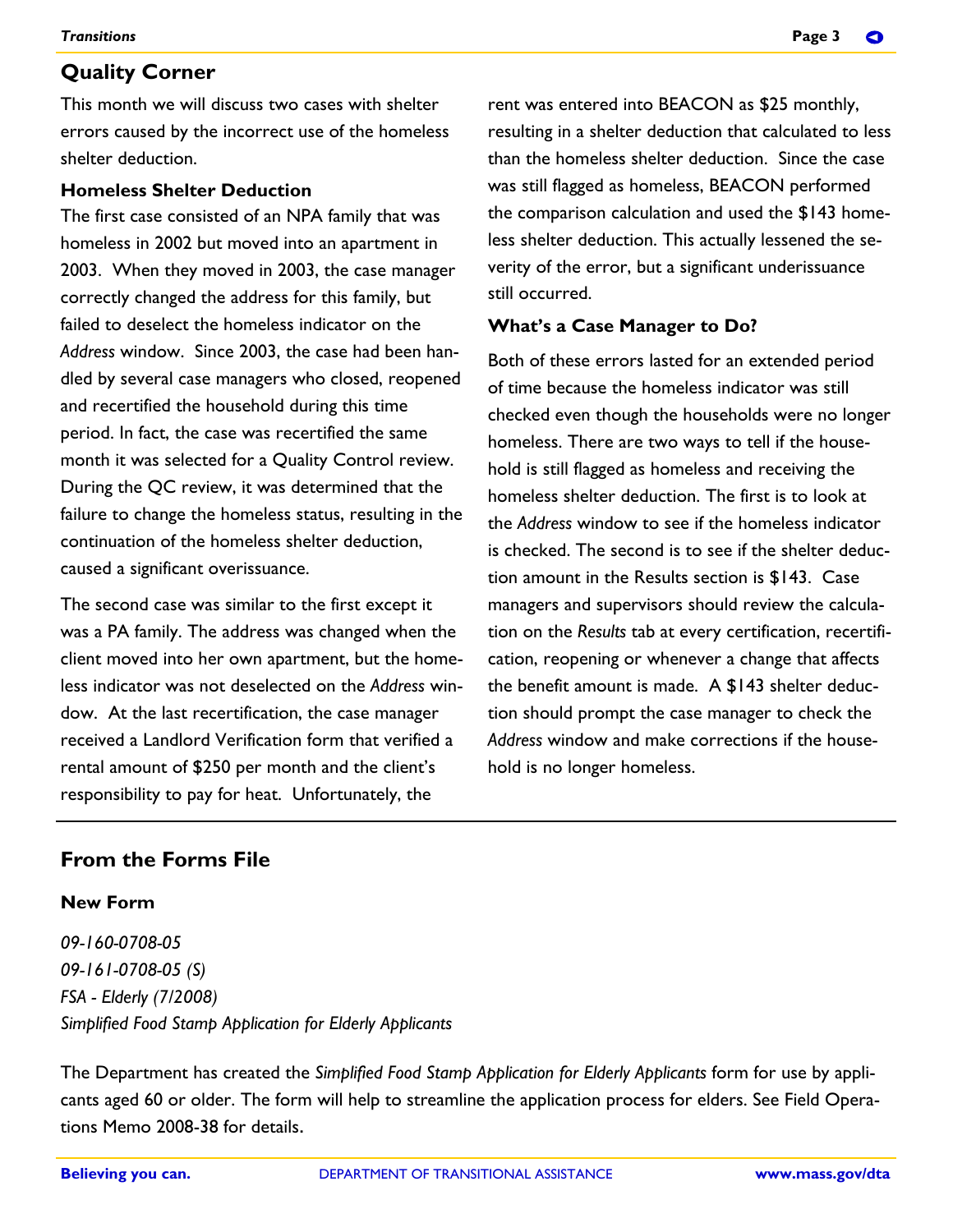## Quality Corner

This month we will discuss two cases with shelter errors caused by the incorrect use of the homeless shelter deduction.

### Homeless Shelter Deduction

The first case consisted of an NPA family that was homeless in 2002 but moved into an apartment in 2003. When they moved in 2003, the case manager correctly changed the address for this family, but failed to deselect the homeless indicator on the *Address* window. Since 2003, the case had been handled by several case managers who closed, reopened and recertified the household during this time period. In fact, the case was recertified the same month it was selected for a Quality Control review. During the QC review, it was determined that the failure to change the homeless status, resulting in the continuation of the homeless shelter deduction, caused a significant overissuance.

The second case was similar to the first except it was a PA family. The address was changed when the client moved into her own apartment, but the homeless indicator was not deselected on the *Address* window. At the last recertification, the case manager received a Landlord Verification form that verified a rental amount of $250 per month and the client's responsibility to pay for heat. Unfortunately, the rent was entered into BEACON as $25 monthly, resulting in a shelter deduction that calculated to less than the homeless shelter deduction. Since the case was still flagged as homeless, BEACON performed the comparison calculation and used the $143 homeless shelter deduction. This actually lessened the severity of the error, but a significant underissuance still occurred.

### What's a Case Manager to Do?

Both of these errors lasted for an extended period of time because the homeless indicator was still checked even though the households were no longer homeless. There are two ways to tell if the household is still flagged as homeless and receiving the homeless shelter deduction. The first is to look at the *Address* window to see if the homeless indicator is checked. The second is to see if the shelter deduction amount in the Results section is $143. Case managers and supervisors should review the calculation on the *Results* tab at every certification, recertification, reopening or whenever a change that affects the benefit amount is made. A $143 shelter deduction should prompt the case manager to check the *Address* window and make corrections if the household is no longer homeless.

## From the Forms File

### New Form

*09-160-0708-05*
*09-161-0708-05 (S)*
*FSA - Elderly (7/2008)*
*Simplified Food Stamp Application for Elderly Applicants*

The Department has created the *Simplified Food Stamp Application for Elderly Applicants* form for use by applicants aged 60 or older. The form will help to streamline the application process for elders. See Field Operations Memo 2008-38 for details.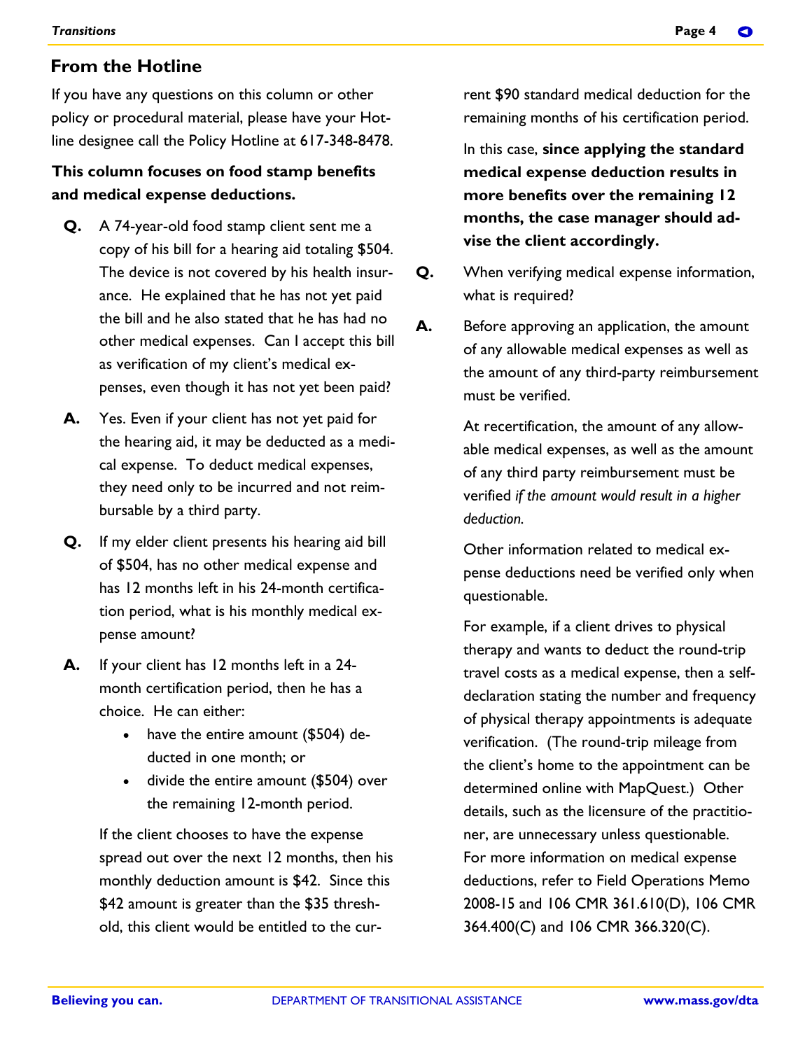## From the Hotline

If you have any questions on this column or other policy or procedural material, please have your Hotline designee call the Policy Hotline at 617-348-8478.

**This column focuses on food stamp benefits and medical expense deductions.**

**Q.** A 74-year-old food stamp client sent me a copy of his bill for a hearing aid totaling $504. The device is not covered by his health insurance. He explained that he has not yet paid the bill and he also stated that he has had no other medical expenses. Can I accept this bill as verification of my client's medical expenses, even though it has not yet been paid?

**A.** Yes. Even if your client has not yet paid for the hearing aid, it may be deducted as a medical expense. To deduct medical expenses, they need only to be incurred and not reimbursable by a third party.

**Q.** If my elder client presents his hearing aid bill of $504, has no other medical expense and has 12 months left in his 24-month certification period, what is his monthly medical expense amount?

**A.** If your client has 12 months left in a 24-month certification period, then he has a choice. He can either:

- have the entire amount ($504) deducted in one month; or
- divide the entire amount ($504) over the remaining 12-month period.

If the client chooses to have the expense spread out over the next 12 months, then his monthly deduction amount is $42. Since this $42 amount is greater than the $35 threshold, this client would be entitled to the current $90 standard medical deduction for the remaining months of his certification period.

In this case, **since applying the standard medical expense deduction results in more benefits over the remaining 12 months, the case manager should advise the client accordingly.**

**Q.** When verifying medical expense information, what is required?

**A.** Before approving an application, the amount of any allowable medical expenses as well as the amount of any third-party reimbursement must be verified.

At recertification, the amount of any allowable medical expenses, as well as the amount of any third party reimbursement must be verified *if the amount would result in a higher deduction.*

Other information related to medical expense deductions need be verified only when questionable.

For example, if a client drives to physical therapy and wants to deduct the round-trip travel costs as a medical expense, then a self-declaration stating the number and frequency of physical therapy appointments is adequate verification. (The round-trip mileage from the client's home to the appointment can be determined online with MapQuest.) Other details, such as the licensure of the practitioner, are unnecessary unless questionable. For more information on medical expense deductions, refer to Field Operations Memo 2008-15 and 106 CMR 361.610(D), 106 CMR 364.400(C) and 106 CMR 366.320(C).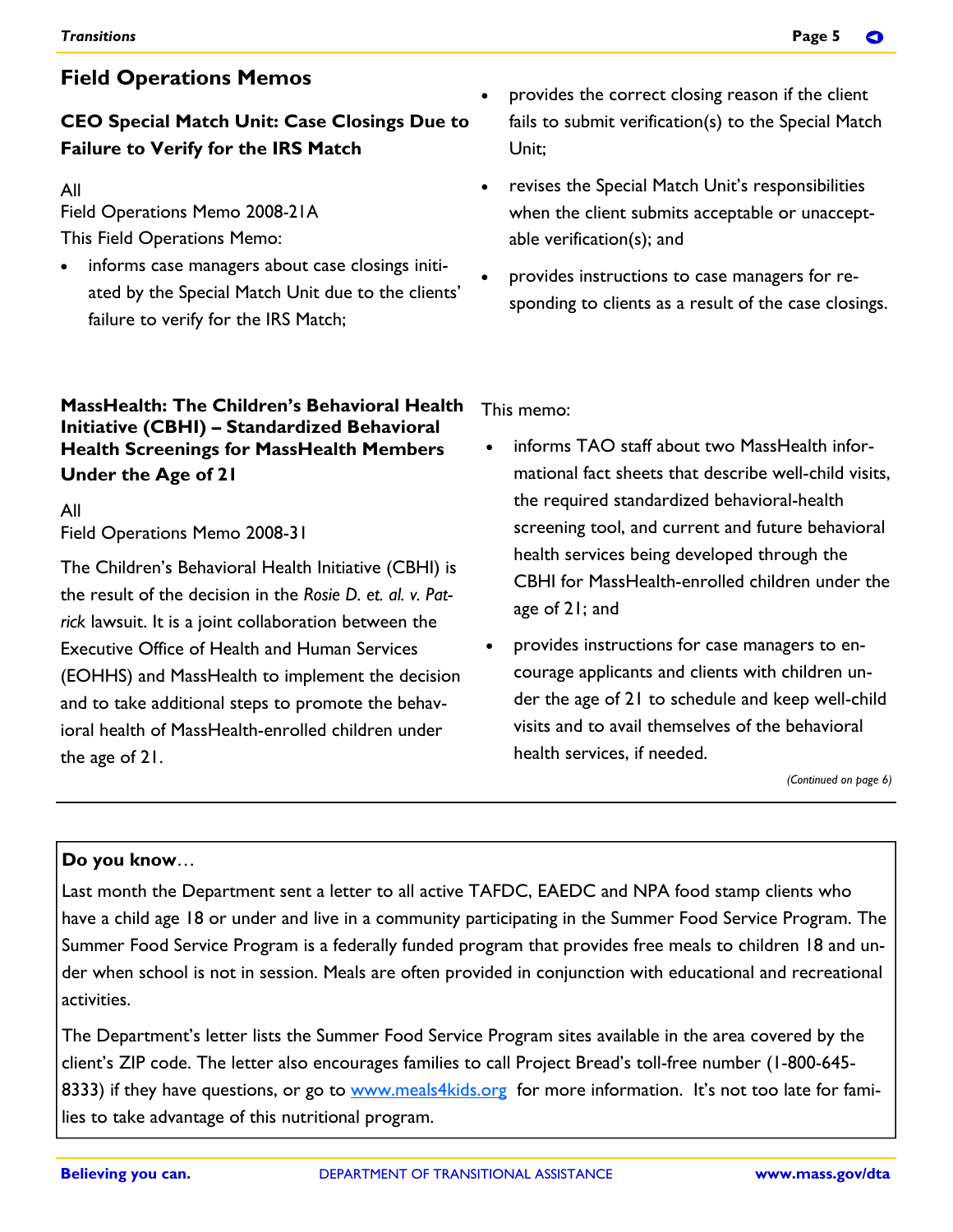## Field Operations Memos

### CEO Special Match Unit: Case Closings Due to Failure to Verify for the IRS Match

All

Field Operations Memo 2008-21A

This Field Operations Memo:

- informs case managers about case closings initiated by the Special Match Unit due to the clients' failure to verify for the IRS Match;
- provides the correct closing reason if the client fails to submit verification(s) to the Special Match Unit;
- revises the Special Match Unit's responsibilities when the client submits acceptable or unacceptable verification(s); and
- provides instructions to case managers for responding to clients as a result of the case closings.

### MassHealth: The Children's Behavioral Health Initiative (CBHI) – Standardized Behavioral Health Screenings for MassHealth Members Under the Age of 21

All

Field Operations Memo 2008-31

The Children's Behavioral Health Initiative (CBHI) is the result of the decision in the *Rosie D. et. al. v. Patrick* lawsuit. It is a joint collaboration between the Executive Office of Health and Human Services (EOHHS) and MassHealth to implement the decision and to take additional steps to promote the behavioral health of MassHealth-enrolled children under the age of 21.

This memo:

- informs TAO staff about two MassHealth informational fact sheets that describe well-child visits, the required standardized behavioral-health screening tool, and current and future behavioral health services being developed through the CBHI for MassHealth-enrolled children under the age of 21; and
- provides instructions for case managers to encourage applicants and clients with children under the age of 21 to schedule and keep well-child visits and to avail themselves of the behavioral health services, if needed.

*(Continued on page 6)*

---

**Do you know**…

Last month the Department sent a letter to all active TAFDC, EAEDC and NPA food stamp clients who have a child age 18 or under and live in a community participating in the Summer Food Service Program. The Summer Food Service Program is a federally funded program that provides free meals to children 18 and under when school is not in session. Meals are often provided in conjunction with educational and recreational activities.

The Department's letter lists the Summer Food Service Program sites available in the area covered by the client's ZIP code. The letter also encourages families to call Project Bread's toll-free number (1-800-645-8333) if they have questions, or go to www.meals4kids.org for more information. It's not too late for families to take advantage of this nutritional program.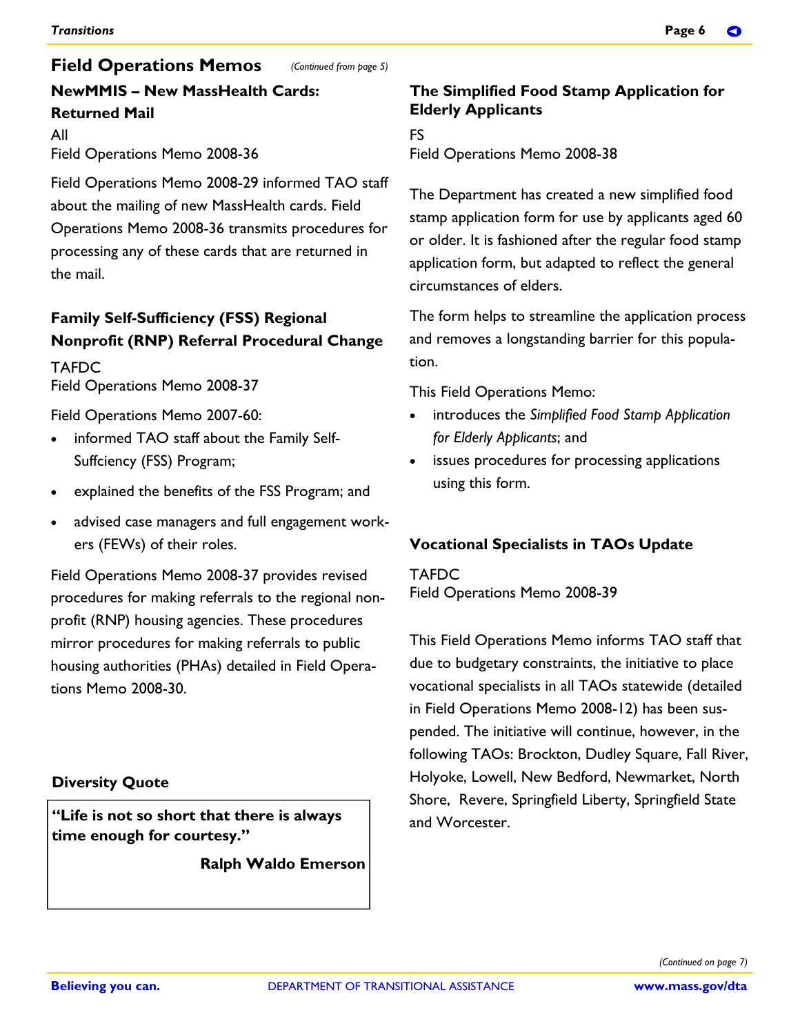## Field Operations Memos

*(Continued from page 5)*

### NewMMIS – New MassHealth Cards: Returned Mail

All
Field Operations Memo 2008-36

Field Operations Memo 2008-29 informed TAO staff about the mailing of new MassHealth cards. Field Operations Memo 2008-36 transmits procedures for processing any of these cards that are returned in the mail.

### Family Self-Sufficiency (FSS) Regional Nonprofit (RNP) Referral Procedural Change

TAFDC
Field Operations Memo 2008-37

Field Operations Memo 2007-60:

- informed TAO staff about the Family Self-Suffciency (FSS) Program;
- explained the benefits of the FSS Program; and
- advised case managers and full engagement workers (FEWs) of their roles.

Field Operations Memo 2008-37 provides revised procedures for making referrals to the regional non-profit (RNP) housing agencies. These procedures mirror procedures for making referrals to public housing authorities (PHAs) detailed in Field Operations Memo 2008-30.

### Diversity Quote

**"Life is not so short that there is always time enough for courtesy."**

**Ralph Waldo Emerson**

### The Simplified Food Stamp Application for Elderly Applicants

FS
Field Operations Memo 2008-38

The Department has created a new simplified food stamp application form for use by applicants aged 60 or older. It is fashioned after the regular food stamp application form, but adapted to reflect the general circumstances of elders.

The form helps to streamline the application process and removes a longstanding barrier for this population.

This Field Operations Memo:

- introduces the *Simplified Food Stamp Application for Elderly Applicants*; and
- issues procedures for processing applications using this form.

### Vocational Specialists in TAOs Update

TAFDC
Field Operations Memo 2008-39

This Field Operations Memo informs TAO staff that due to budgetary constraints, the initiative to place vocational specialists in all TAOs statewide (detailed in Field Operations Memo 2008-12) has been suspended. The initiative will continue, however, in the following TAOs: Brockton, Dudley Square, Fall River, Holyoke, Lowell, New Bedford, Newmarket, North Shore, Revere, Springfield Liberty, Springfield State and Worcester.

*(Continued on page 7)*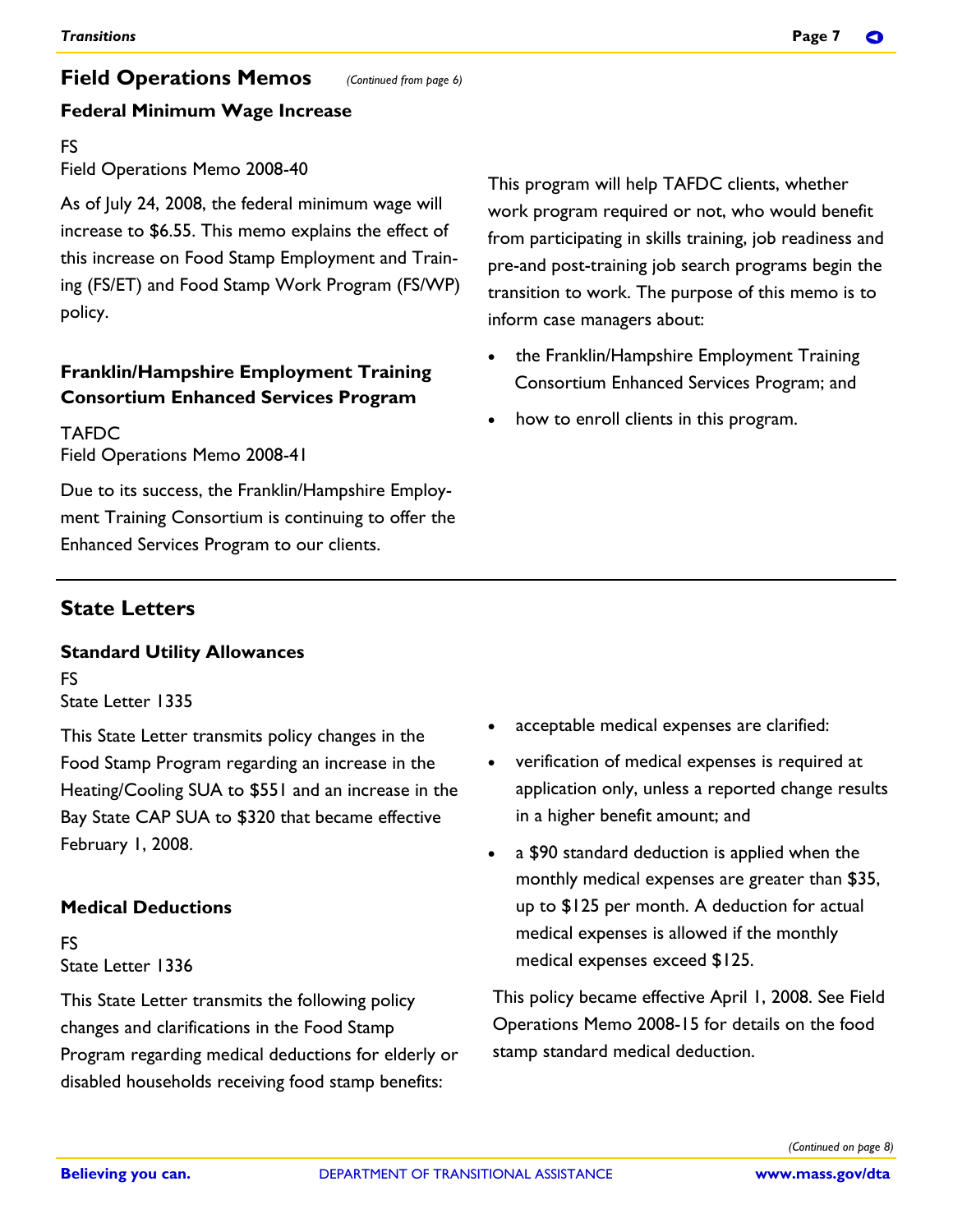## Field Operations Memos

*(Continued from page 6)*

### Federal Minimum Wage Increase

FS
Field Operations Memo 2008-40

As of July 24, 2008, the federal minimum wage will increase to $6.55. This memo explains the effect of this increase on Food Stamp Employment and Training (FS/ET) and Food Stamp Work Program (FS/WP) policy.

### Franklin/Hampshire Employment Training Consortium Enhanced Services Program

TAFDC
Field Operations Memo 2008-41

Due to its success, the Franklin/Hampshire Employment Training Consortium is continuing to offer the Enhanced Services Program to our clients.

This program will help TAFDC clients, whether work program required or not, who would benefit from participating in skills training, job readiness and pre-and post-training job search programs begin the transition to work. The purpose of this memo is to inform case managers about:

- the Franklin/Hampshire Employment Training Consortium Enhanced Services Program; and
- how to enroll clients in this program.

## State Letters

### Standard Utility Allowances

FS
State Letter 1335

This State Letter transmits policy changes in the Food Stamp Program regarding an increase in the Heating/Cooling SUA to $551 and an increase in the Bay State CAP SUA to $320 that became effective February 1, 2008.

### Medical Deductions

FS
State Letter 1336

This State Letter transmits the following policy changes and clarifications in the Food Stamp Program regarding medical deductions for elderly or disabled households receiving food stamp benefits:

- acceptable medical expenses are clarified:
- verification of medical expenses is required at application only, unless a reported change results in a higher benefit amount; and
- a $90 standard deduction is applied when the monthly medical expenses are greater than $35, up to $125 per month. A deduction for actual medical expenses is allowed if the monthly medical expenses exceed $125.

This policy became effective April 1, 2008. See Field Operations Memo 2008-15 for details on the food stamp standard medical deduction.

*(Continued on page 8)*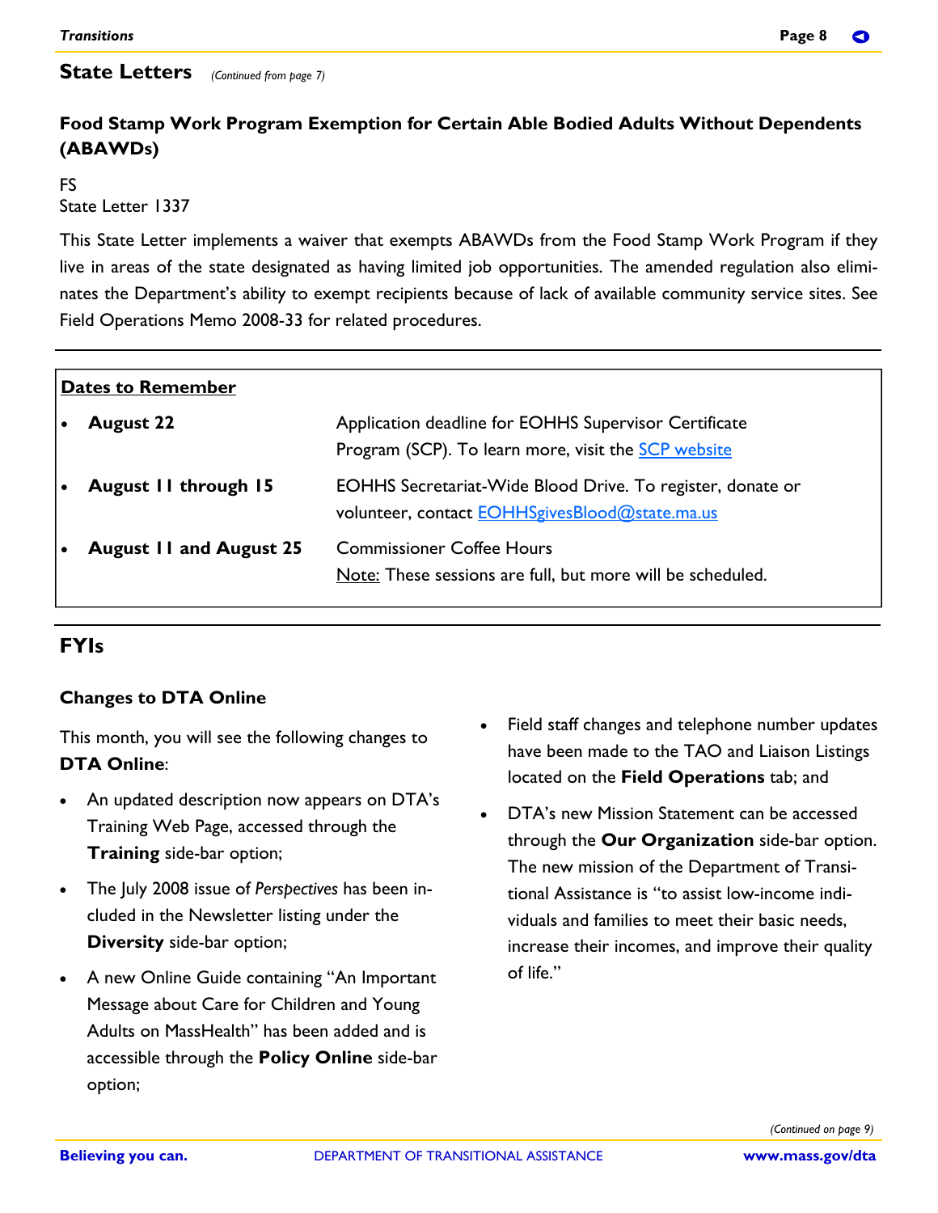## State Letters *(Continued from page 7)*

### Food Stamp Work Program Exemption for Certain Able Bodied Adults Without Dependents (ABAWDs)

FS
State Letter 1337

This State Letter implements a waiver that exempts ABAWDs from the Food Stamp Work Program if they live in areas of the state designated as having limited job opportunities. The amended regulation also eliminates the Department's ability to exempt recipients because of lack of available community service sites. See Field Operations Memo 2008-33 for related procedures.

---

**Dates to Remember**

- **August 22** — Application deadline for EOHHS Supervisor Certificate Program (SCP). To learn more, visit the [SCP website]()
- **August 11 through 15** — EOHHS Secretariat-Wide Blood Drive. To register, donate or volunteer, contact [EOHHSgivesBlood@state.ma.us](mailto:EOHHSgivesBlood@state.ma.us)
- **August 11 and August 25** — Commissioner Coffee Hours
  Note: These sessions are full, but more will be scheduled.

---

## FYIs

### Changes to DTA Online

This month, you will see the following changes to **DTA Online**:

- An updated description now appears on DTA's Training Web Page, accessed through the **Training** side-bar option;
- The July 2008 issue of *Perspectives* has been included in the Newsletter listing under the **Diversity** side-bar option;
- A new Online Guide containing "An Important Message about Care for Children and Young Adults on MassHealth" has been added and is accessible through the **Policy Online** side-bar option;
- Field staff changes and telephone number updates have been made to the TAO and Liaison Listings located on the **Field Operations** tab; and
- DTA's new Mission Statement can be accessed through the **Our Organization** side-bar option. The new mission of the Department of Transitional Assistance is "to assist low-income individuals and families to meet their basic needs, increase their incomes, and improve their quality of life."

*(Continued on page 9)*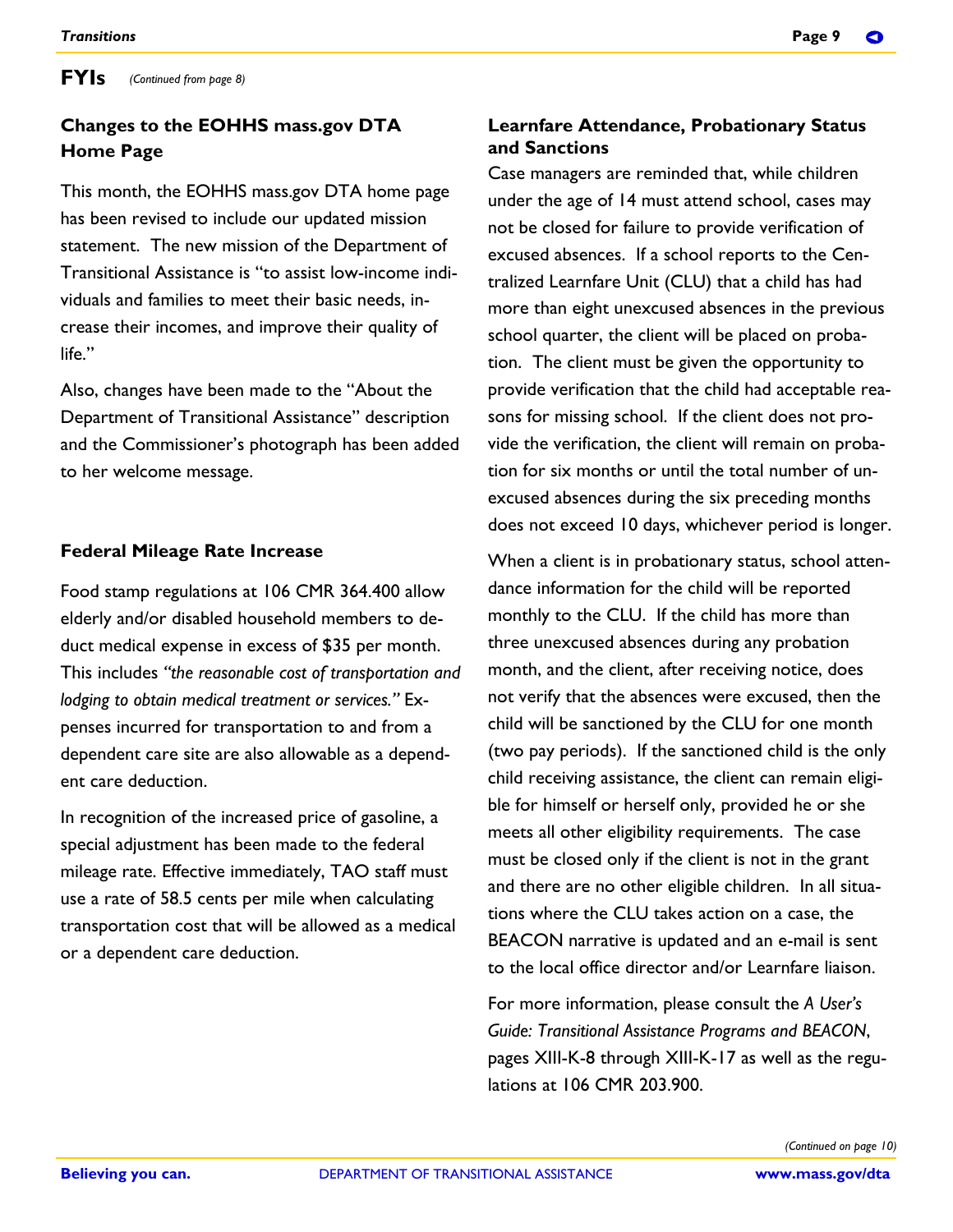## FYIs *(Continued from page 8)*

### Changes to the EOHHS mass.gov DTA Home Page

This month, the EOHHS mass.gov DTA home page has been revised to include our updated mission statement. The new mission of the Department of Transitional Assistance is "to assist low-income individuals and families to meet their basic needs, increase their incomes, and improve their quality of life."

Also, changes have been made to the "About the Department of Transitional Assistance" description and the Commissioner's photograph has been added to her welcome message.

### Federal Mileage Rate Increase

Food stamp regulations at 106 CMR 364.400 allow elderly and/or disabled household members to deduct medical expense in excess of $35 per month. This includes *"the reasonable cost of transportation and lodging to obtain medical treatment or services."* Expenses incurred for transportation to and from a dependent care site are also allowable as a dependent care deduction.

In recognition of the increased price of gasoline, a special adjustment has been made to the federal mileage rate. Effective immediately, TAO staff must use a rate of 58.5 cents per mile when calculating transportation cost that will be allowed as a medical or a dependent care deduction.

### Learnfare Attendance, Probationary Status and Sanctions

Case managers are reminded that, while children under the age of 14 must attend school, cases may not be closed for failure to provide verification of excused absences. If a school reports to the Centralized Learnfare Unit (CLU) that a child has had more than eight unexcused absences in the previous school quarter, the client will be placed on probation. The client must be given the opportunity to provide verification that the child had acceptable reasons for missing school. If the client does not provide the verification, the client will remain on probation for six months or until the total number of unexcused absences during the six preceding months does not exceed 10 days, whichever period is longer.

When a client is in probationary status, school attendance information for the child will be reported monthly to the CLU. If the child has more than three unexcused absences during any probation month, and the client, after receiving notice, does not verify that the absences were excused, then the child will be sanctioned by the CLU for one month (two pay periods). If the sanctioned child is the only child receiving assistance, the client can remain eligible for himself or herself only, provided he or she meets all other eligibility requirements. The case must be closed only if the client is not in the grant and there are no other eligible children. In all situations where the CLU takes action on a case, the BEACON narrative is updated and an e-mail is sent to the local office director and/or Learnfare liaison.

For more information, please consult the *A User's Guide: Transitional Assistance Programs and BEACON*, pages XIII-K-8 through XIII-K-17 as well as the regulations at 106 CMR 203.900.

*(Continued on page 10)*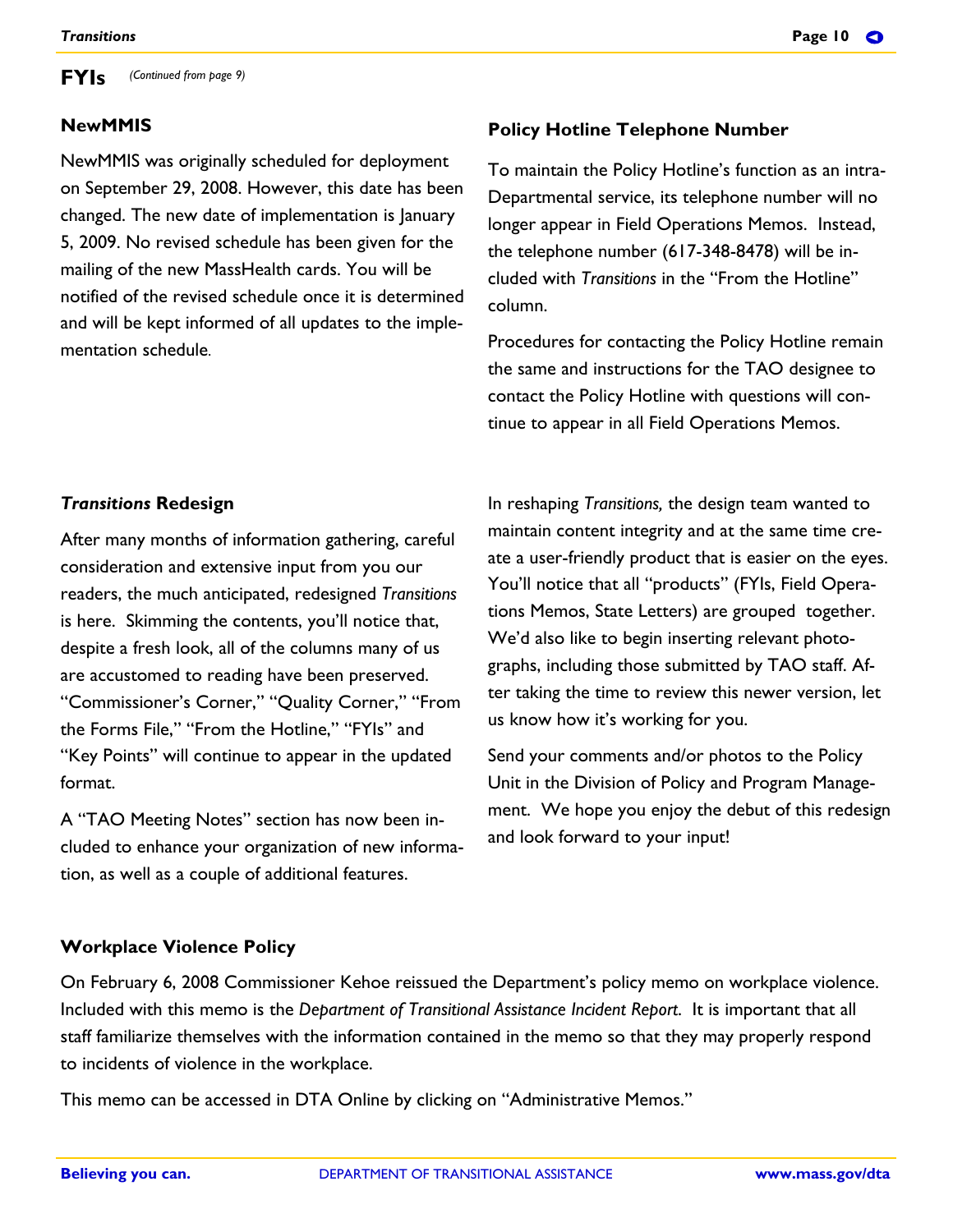## FYIs *(Continued from page 9)*

### NewMMIS

NewMMIS was originally scheduled for deployment on September 29, 2008. However, this date has been changed. The new date of implementation is January 5, 2009. No revised schedule has been given for the mailing of the new MassHealth cards. You will be notified of the revised schedule once it is determined and will be kept informed of all updates to the implementation schedule.

### Policy Hotline Telephone Number

To maintain the Policy Hotline's function as an intra-Departmental service, its telephone number will no longer appear in Field Operations Memos. Instead, the telephone number (617-348-8478) will be included with *Transitions* in the "From the Hotline" column.

Procedures for contacting the Policy Hotline remain the same and instructions for the TAO designee to contact the Policy Hotline with questions will continue to appear in all Field Operations Memos.

### *Transitions* Redesign

After many months of information gathering, careful consideration and extensive input from you our readers, the much anticipated, redesigned *Transitions* is here. Skimming the contents, you'll notice that, despite a fresh look, all of the columns many of us are accustomed to reading have been preserved. "Commissioner's Corner," "Quality Corner," "From the Forms File," "From the Hotline," "FYIs" and "Key Points" will continue to appear in the updated format.

A "TAO Meeting Notes" section has now been included to enhance your organization of new information, as well as a couple of additional features.

In reshaping *Transitions,* the design team wanted to maintain content integrity and at the same time create a user-friendly product that is easier on the eyes. You'll notice that all "products" (FYIs, Field Operations Memos, State Letters) are grouped together. We'd also like to begin inserting relevant photographs, including those submitted by TAO staff. After taking the time to review this newer version, let us know how it's working for you.

Send your comments and/or photos to the Policy Unit in the Division of Policy and Program Management. We hope you enjoy the debut of this redesign and look forward to your input!

### Workplace Violence Policy

On February 6, 2008 Commissioner Kehoe reissued the Department's policy memo on workplace violence. Included with this memo is the *Department of Transitional Assistance Incident Report*. It is important that all staff familiarize themselves with the information contained in the memo so that they may properly respond to incidents of violence in the workplace.

This memo can be accessed in DTA Online by clicking on "Administrative Memos."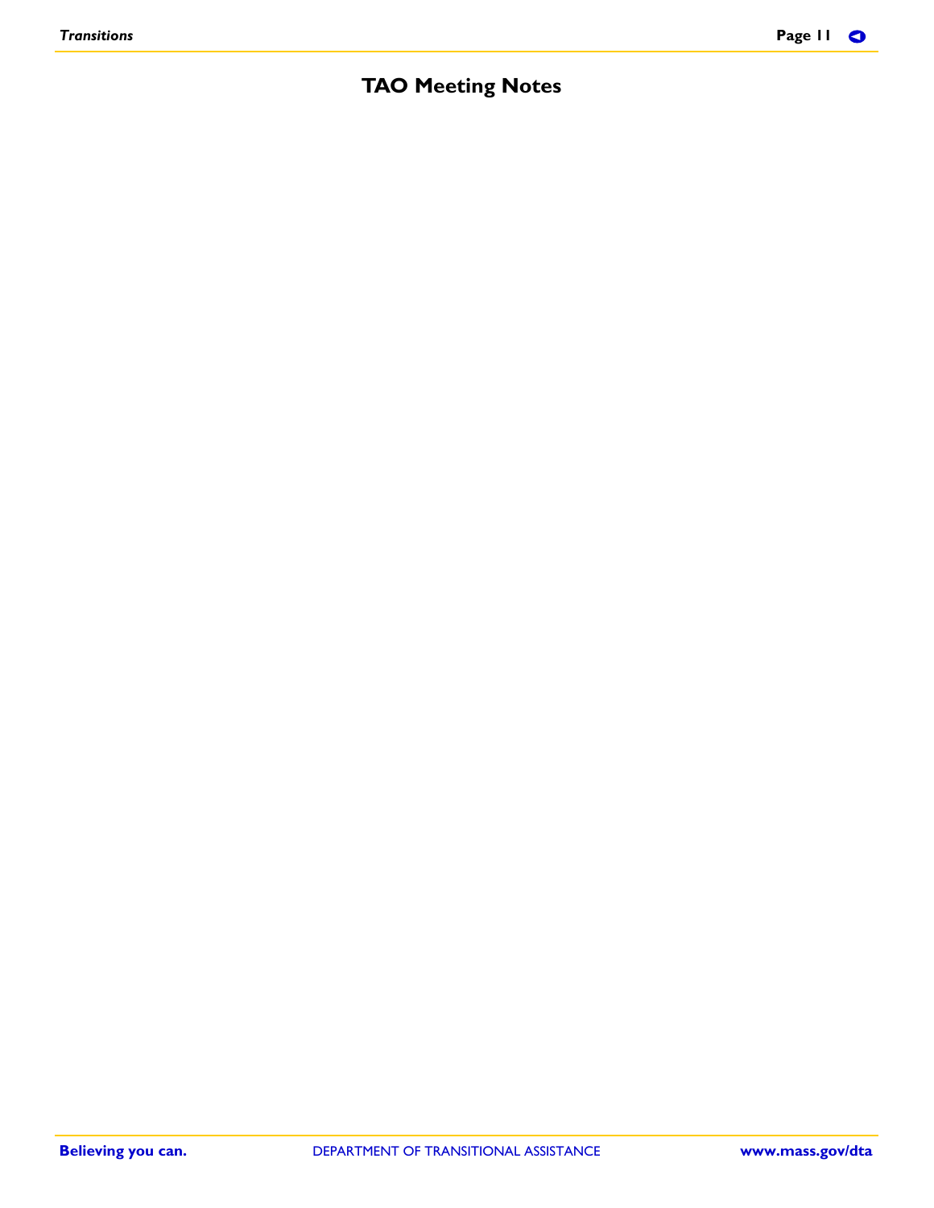# TAO Meeting Notes